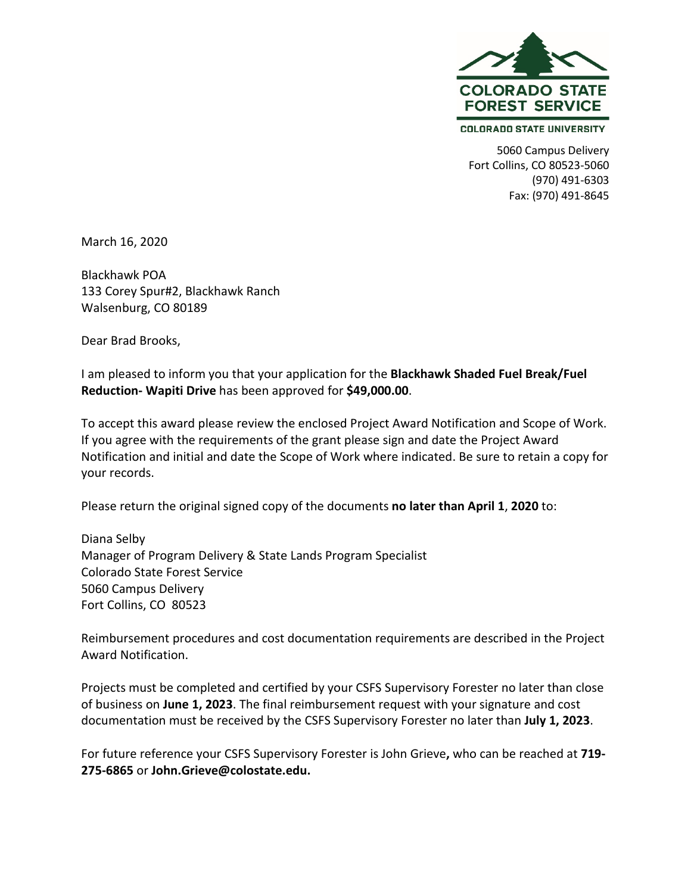COLORADO STATE FOREST SERVICE

COLORADO STATE UNIVERSITY

5060 Campus Delivery
Fort Collins, CO 80523-5060
(970) 491-6303
Fax: (970) 491-8645

March 16, 2020

Blackhawk POA
133 Corey Spur#2, Blackhawk Ranch
Walsenburg, CO 80189

Dear Brad Brooks,

I am pleased to inform you that your application for the **Blackhawk Shaded Fuel Break/Fuel Reduction- Wapiti Drive** has been approved for **$49,000.00**.

To accept this award please review the enclosed Project Award Notification and Scope of Work. If you agree with the requirements of the grant please sign and date the Project Award Notification and initial and date the Scope of Work where indicated. Be sure to retain a copy for your records.

Please return the original signed copy of the documents **no later than April 1**, **2020** to:

Diana Selby
Manager of Program Delivery & State Lands Program Specialist
Colorado State Forest Service
5060 Campus Delivery
Fort Collins, CO 80523

Reimbursement procedures and cost documentation requirements are described in the Project Award Notification.

Projects must be completed and certified by your CSFS Supervisory Forester no later than close of business on **June 1, 2023**. The final reimbursement request with your signature and cost documentation must be received by the CSFS Supervisory Forester no later than **July 1, 2023**.

For future reference your CSFS Supervisory Forester is John Grieve**,** who can be reached at **719-275-6865** or **John.Grieve@colostate.edu.**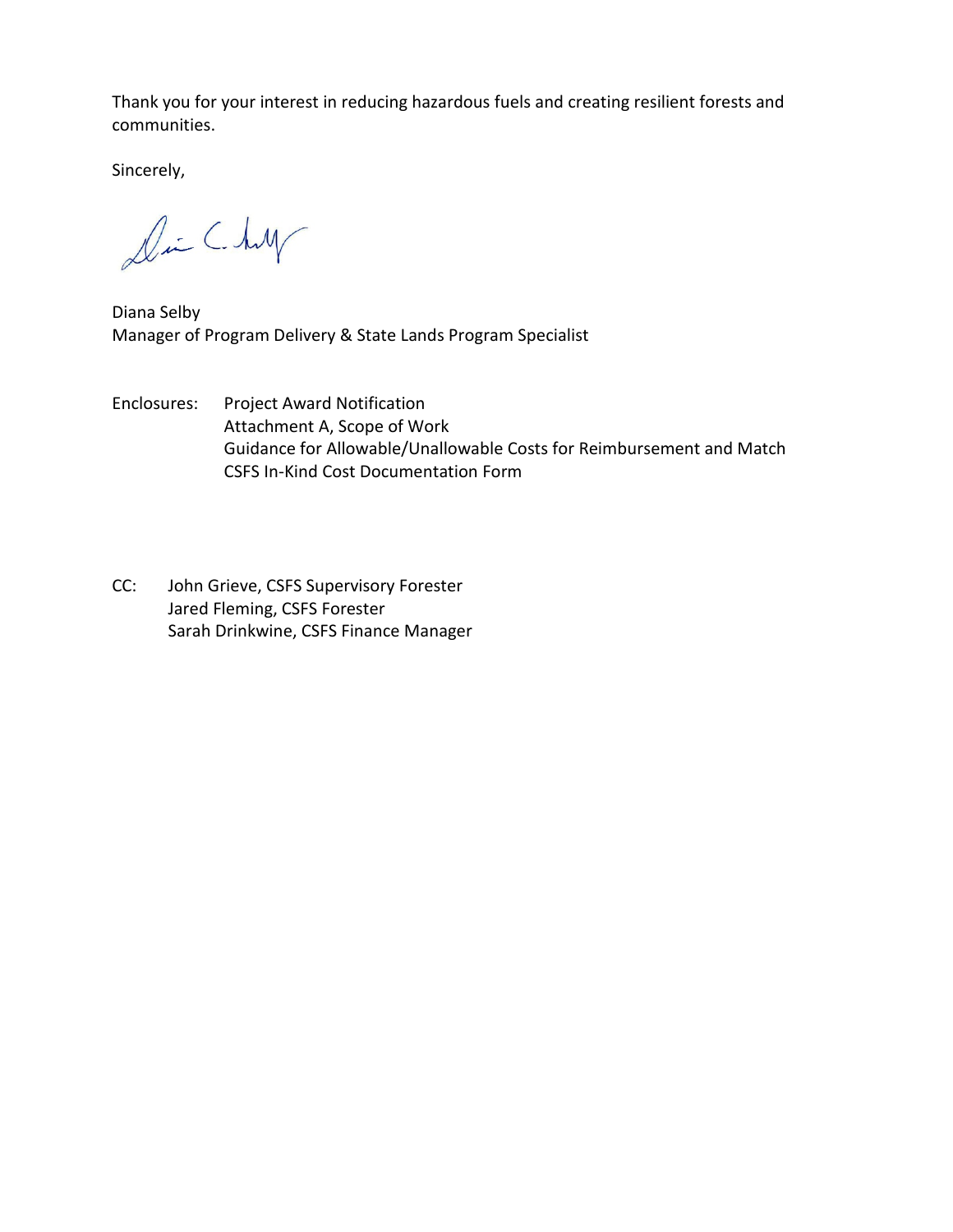Thank you for your interest in reducing hazardous fuels and creating resilient forests and communities.

Sincerely,

Diana Selby
Manager of Program Delivery & State Lands Program Specialist

Enclosures: Project Award Notification
Attachment A, Scope of Work
Guidance for Allowable/Unallowable Costs for Reimbursement and Match
CSFS In-Kind Cost Documentation Form

CC: John Grieve, CSFS Supervisory Forester
Jared Fleming, CSFS Forester
Sarah Drinkwine, CSFS Finance Manager